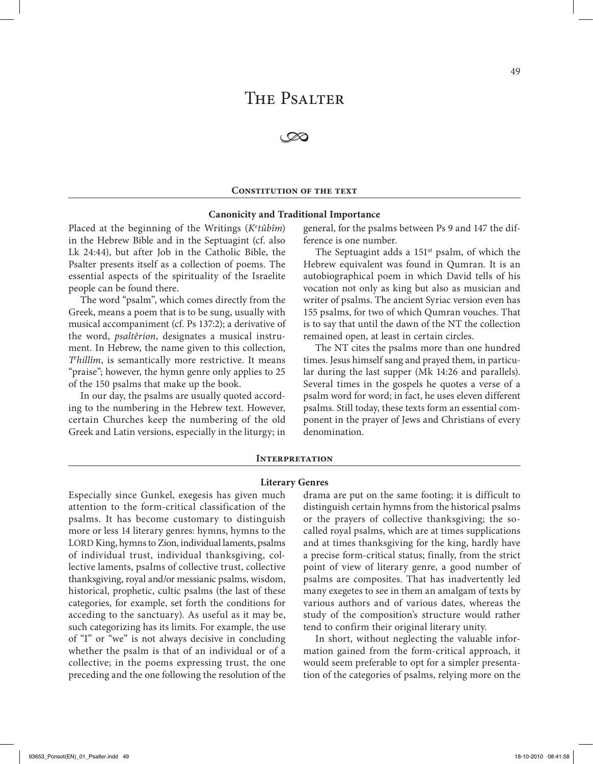# The Psalter

## Constitution of the text

### Canonicity and Traditional Importance

Placed at the beginning of the Writings (*Keṯûbîm*) in the Hebrew Bible and in the Septuagint (cf. also Lk 24:44), but after Job in the Catholic Bible, the Psalter presents itself as a collection of poems. The essential aspects of the spirituality of the Israelite people can be found there.

The word "psalm", which comes directly from the Greek, means a poem that is to be sung, usually with musical accompaniment (cf. Ps 137:2); a derivative of the word, *psaltêrion*, designates a musical instrument. In Hebrew, the name given to this collection, *Tehillîm*, is semantically more restrictive. It means "praise"; however, the hymn genre only applies to 25 of the 150 psalms that make up the book.

In our day, the psalms are usually quoted according to the numbering in the Hebrew text. However, certain Churches keep the numbering of the old Greek and Latin versions, especially in the liturgy; in general, for the psalms between Ps 9 and 147 the difference is one number.

The Septuagint adds a 151st psalm, of which the Hebrew equivalent was found in Qumran. It is an autobiographical poem in which David tells of his vocation not only as king but also as musician and writer of psalms. The ancient Syriac version even has 155 psalms, for two of which Qumran vouches. That is to say that until the dawn of the NT the collection remained open, at least in certain circles.

The NT cites the psalms more than one hundred times. Jesus himself sang and prayed them, in particular during the last supper (Mk 14:26 and parallels). Several times in the gospels he quotes a verse of a psalm word for word; in fact, he uses eleven different psalms. Still today, these texts form an essential component in the prayer of Jews and Christians of every denomination.

## Interpretation

### Literary Genres

Especially since Gunkel, exegesis has given much attention to the form-critical classification of the psalms. It has become customary to distinguish more or less 14 literary genres: hymns, hymns to the LORD King, hymns to Zion, individual laments, psalms of individual trust, individual thanksgiving, collective laments, psalms of collective trust, collective thanksgiving, royal and/or messianic psalms, wisdom, historical, prophetic, cultic psalms (the last of these categories, for example, set forth the conditions for acceding to the sanctuary). As useful as it may be, such categorizing has its limits. For example, the use of "I" or "we" is not always decisive in concluding whether the psalm is that of an individual or of a collective; in the poems expressing trust, the one preceding and the one following the resolution of the drama are put on the same footing; it is difficult to distinguish certain hymns from the historical psalms or the prayers of collective thanksgiving; the so-called royal psalms, which are at times supplications and at times thanksgiving for the king, hardly have a precise form-critical status; finally, from the strict point of view of literary genre, a good number of psalms are composites. That has inadvertently led many exegetes to see in them an amalgam of texts by various authors and of various dates, whereas the study of the composition's structure would rather tend to confirm their original literary unity.

In short, without neglecting the valuable information gained from the form-critical approach, it would seem preferable to opt for a simpler presentation of the categories of psalms, relying more on the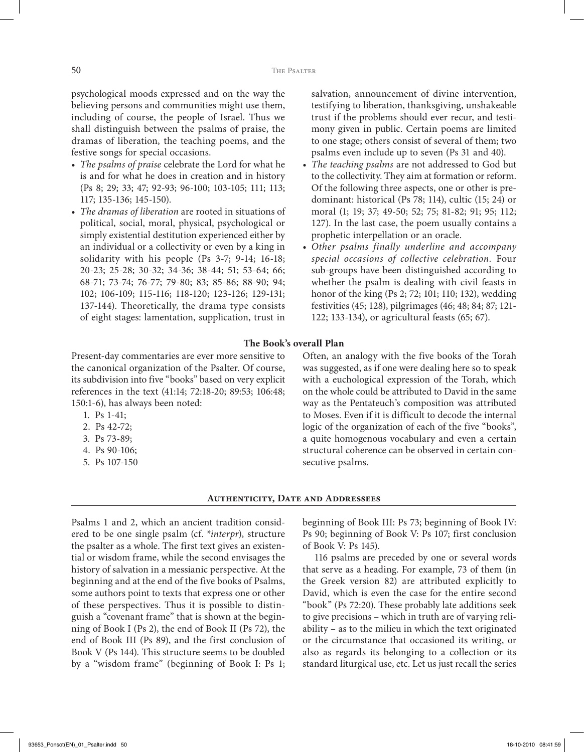psychological moods expressed and on the way the believing persons and communities might use them, including of course, the people of Israel. Thus we shall distinguish between the psalms of praise, the dramas of liberation, the teaching poems, and the festive songs for special occasions.

- *The psalms of praise* celebrate the Lord for what he is and for what he does in creation and in history (Ps 8; 29; 33; 47; 92-93; 96-100; 103-105; 111; 113; 117; 135-136; 145-150).
- *The dramas of liberation* are rooted in situations of political, social, moral, physical, psychological or simply existential destitution experienced either by an individual or a collectivity or even by a king in solidarity with his people (Ps 3-7; 9-14; 16-18; 20-23; 25-28; 30-32; 34-36; 38-44; 51; 53-64; 66; 68-71; 73-74; 76-77; 79-80; 83; 85-86; 88-90; 94; 102; 106-109; 115-116; 118-120; 123-126; 129-131; 137-144). Theoretically, the drama type consists of eight stages: lamentation, supplication, trust in salvation, announcement of divine intervention, testifying to liberation, thanksgiving, unshakeable trust if the problems should ever recur, and testimony given in public. Certain poems are limited to one stage; others consist of several of them; two psalms even include up to seven (Ps 31 and 40).
- *The teaching psalms* are not addressed to God but to the collectivity. They aim at formation or reform. Of the following three aspects, one or other is predominant: historical (Ps 78; 114), cultic (15; 24) or moral (1; 19; 37; 49-50; 52; 75; 81-82; 91; 95; 112; 127). In the last case, the poem usually contains a prophetic interpellation or an oracle.
- *Other psalms finally underline and accompany special occasions of collective celebration.* Four sub-groups have been distinguished according to whether the psalm is dealing with civil feasts in honor of the king (Ps 2; 72; 101; 110; 132), wedding festivities (45; 128), pilgrimages (46; 48; 84; 87; 121-122; 133-134), or agricultural feasts (65; 67).

### The Book's overall Plan

Present-day commentaries are ever more sensitive to the canonical organization of the Psalter. Of course, its subdivision into five "books" based on very explicit references in the text (41:14; 72:18-20; 89:53; 106:48; 150:1-6), has always been noted:

1. Ps 1-41;
2. Ps 42-72;
3. Ps 73-89;
4. Ps 90-106;
5. Ps 107-150

Often, an analogy with the five books of the Torah was suggested, as if one were dealing here so to speak with a euchological expression of the Torah, which on the whole could be attributed to David in the same way as the Pentateuch's composition was attributed to Moses. Even if it is difficult to decode the internal logic of the organization of each of the five "books", a quite homogenous vocabulary and even a certain structural coherence can be observed in certain consecutive psalms.

## Authenticity, Date and Addressees

Psalms 1 and 2, which an ancient tradition considered to be one single psalm (cf. *interpr*), structure the psalter as a whole. The first text gives an existential or wisdom frame, while the second envisages the history of salvation in a messianic perspective. At the beginning and at the end of the five books of Psalms, some authors point to texts that express one or other of these perspectives. Thus it is possible to distinguish a "covenant frame" that is shown at the beginning of Book I (Ps 2), the end of Book II (Ps 72), the end of Book III (Ps 89), and the first conclusion of Book V (Ps 144). This structure seems to be doubled by a "wisdom frame" (beginning of Book I: Ps 1; beginning of Book III: Ps 73; beginning of Book IV: Ps 90; beginning of Book V: Ps 107; first conclusion of Book V: Ps 145).

116 psalms are preceded by one or several words that serve as a heading. For example, 73 of them (in the Greek version 82) are attributed explicitly to David, which is even the case for the entire second "book" (Ps 72:20). These probably late additions seek to give precisions – which in truth are of varying reliability – as to the milieu in which the text originated or the circumstance that occasioned its writing, or also as regards its belonging to a collection or its standard liturgical use, etc. Let us just recall the series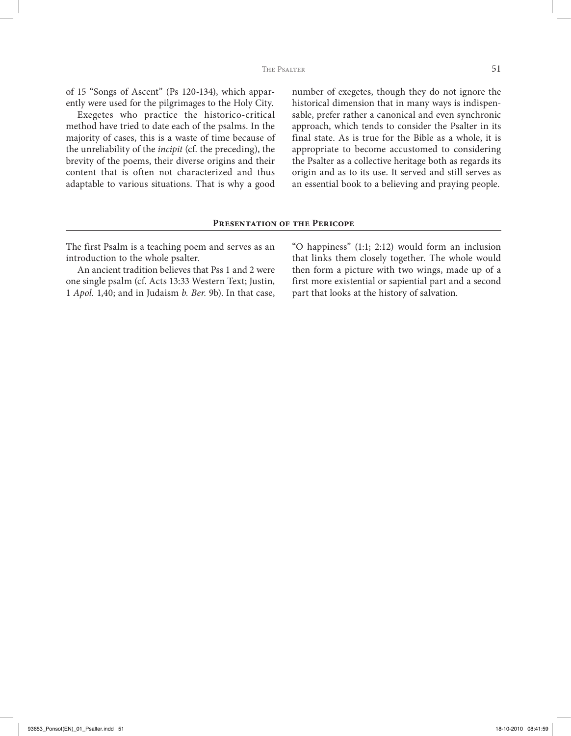of 15 “Songs of Ascent” (Ps 120-134), which apparently were used for the pilgrimages to the Holy City.

Exegetes who practice the historico-critical method have tried to date each of the psalms. In the majority of cases, this is a waste of time because of the unreliability of the *incipit* (cf. the preceding), the brevity of the poems, their diverse origins and their content that is often not characterized and thus adaptable to various situations. That is why a good number of exegetes, though they do not ignore the historical dimension that in many ways is indispensable, prefer rather a canonical and even synchronic approach, which tends to consider the Psalter in its final state. As is true for the Bible as a whole, it is appropriate to become accustomed to considering the Psalter as a collective heritage both as regards its origin and as to its use. It served and still serves as an essential book to a believing and praying people.

## Presentation of the Pericope

The first Psalm is a teaching poem and serves as an introduction to the whole psalter.

An ancient tradition believes that Pss 1 and 2 were one single psalm (cf. Acts 13:33 Western Text; Justin, 1 *Apol.* 1,40; and in Judaism *b. Ber.* 9b). In that case, “O happiness” (1:1; 2:12) would form an inclusion that links them closely together. The whole would then form a picture with two wings, made up of a first more existential or sapiential part and a second part that looks at the history of salvation.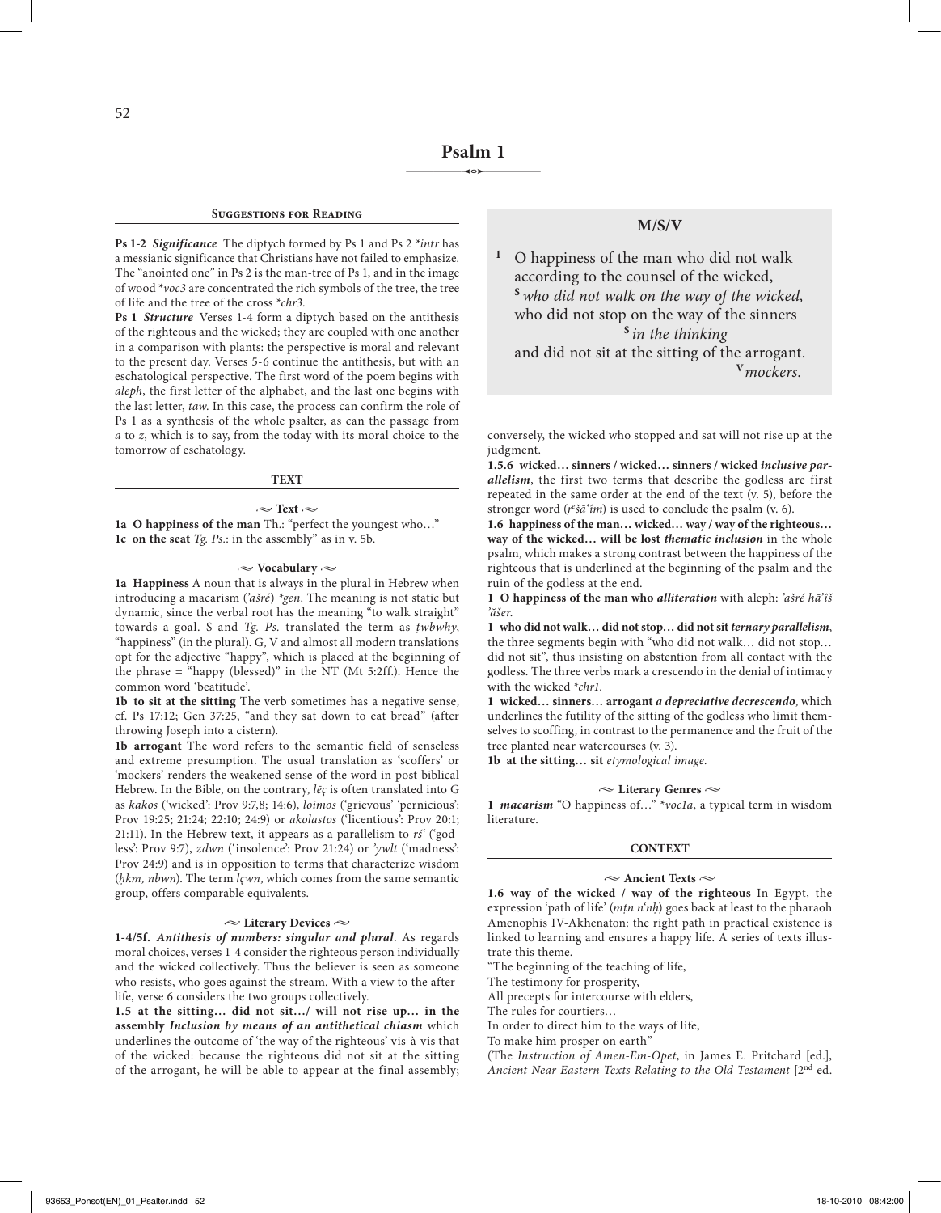# Psalm 1

## Suggestions for Reading

**Ps 1-2** ***Significance*** The diptych formed by Ps 1 and Ps 2 *\*intr* has a messianic significance that Christians have not failed to emphasize. The "anointed one" in Ps 2 is the man-tree of Ps 1, and in the image of wood *\*voc3* are concentrated the rich symbols of the tree, the tree of life and the tree of the cross *\*chr3*.

**Ps 1** ***Structure*** Verses 1-4 form a diptych based on the antithesis of the righteous and the wicked; they are coupled with one another in a comparison with plants: the perspective is moral and relevant to the present day. Verses 5-6 continue the antithesis, but with an eschatological perspective. The first word of the poem begins with *aleph*, the first letter of the alphabet, and the last one begins with the last letter, *taw*. In this case, the process can confirm the role of Ps 1 as a synthesis of the whole psalter, as can the passage from *a* to *z*, which is to say, from the today with its moral choice to the tomorrow of eschatology.

## TEXT

### Text

**1a O happiness of the man** Th.: "perfect the youngest who…"
**1c on the seat** *Tg. Ps.*: in the assembly" as in v. 5b.

### Vocabulary

**1a Happiness** A noun that is always in the plural in Hebrew when introducing a macarism (*'ašré*) *\*gen*. The meaning is not static but dynamic, since the verbal root has the meaning "to walk straight" towards a goal. S and *Tg. Ps.* translated the term as *ṭwbwhy*, "happiness" (in the plural). G, V and almost all modern translations opt for the adjective "happy", which is placed at the beginning of the phrase = "happy (blessed)" in the NT (Mt 5:2ff.). Hence the common word 'beatitude'.

**1b to sit at the sitting** The verb sometimes has a negative sense, cf. Ps 17:12; Gen 37:25, "and they sat down to eat bread" (after throwing Joseph into a cistern).

**1b arrogant** The word refers to the semantic field of senseless and extreme presumption. The usual translation as 'scoffers' or 'mockers' renders the weakened sense of the word in post-biblical Hebrew. In the Bible, on the contrary, *lēç* is often translated into G as *kakos* ('wicked': Prov 9:7,8; 14:6), *loimos* ('grievous' 'pernicious': Prov 19:25; 21:24; 22:10; 24:9) or *akolastos* ('licentious': Prov 20:1; 21:11). In the Hebrew text, it appears as a parallelism to *rš'* ('godless': Prov 9:7), *zdwn* ('insolence': Prov 21:24) or *'ywlt* ('madness': Prov 24:9) and is in opposition to terms that characterize wisdom (*ḥkm, nbwn*). The term *lçwn*, which comes from the same semantic group, offers comparable equivalents.

### Literary Devices

**1-4/5f.** ***Antithesis of numbers: singular and plural***. As regards moral choices, verses 1-4 consider the righteous person individually and the wicked collectively. Thus the believer is seen as someone who resists, who goes against the stream. With a view to the afterlife, verse 6 considers the two groups collectively.

**1.5 at the sitting… did not sit…/ will not rise up… in the assembly** ***Inclusion by means of an antithetical chiasm*** which underlines the outcome of 'the way of the righteous' vis-à-vis that of the wicked: because the righteous did not sit at the sitting of the arrogant, he will be able to appear at the final assembly; conversely, the wicked who stopped and sat will not rise up at the judgment.

**1.5.6 wicked… sinners / wicked… sinners / wicked** ***inclusive parallelism***, the first two terms that describe the godless are first repeated in the same order at the end of the text (v. 5), before the stronger word (*reša'îm*) is used to conclude the psalm (v. 6).

**1.6 happiness of the man… wicked… way / way of the righteous… way of the wicked… will be lost** ***thematic inclusion*** in the whole psalm, which makes a strong contrast between the happiness of the righteous that is underlined at the beginning of the psalm and the ruin of the godless at the end.

**1 O happiness of the man who** ***alliteration*** with aleph: *'ašré hā'îš 'ăšer*.

**1 who did not walk… did not stop… did not sit** ***ternary parallelism***, the three segments begin with "who did not walk… did not stop… did not sit", thus insisting on abstention from all contact with the godless. The three verbs mark a crescendo in the denial of intimacy with the wicked *\*chr1*.

**1 wicked… sinners… arrogant** ***a depreciative decrescendo***, which underlines the futility of the sitting of the godless who limit themselves to scoffing, in contrast to the permanence and the fruit of the tree planted near watercourses (v. 3).

**1b at the sitting… sit** *etymological image.*

### Literary Genres

**1** ***macarism*** "O happiness of…" *\*voc1a*, a typical term in wisdom literature.

## CONTEXT

### Ancient Texts

**1.6 way of the wicked / way of the righteous** In Egypt, the expression 'path of life' (*mṭn n'nḥ*) goes back at least to the pharaoh Amenophis IV-Akhenaton: the right path in practical existence is linked to learning and ensures a happy life. A series of texts illustrate this theme.

"The beginning of the teaching of life,
The testimony for prosperity,
All precepts for intercourse with elders,
The rules for courtiers…
In order to direct him to the ways of life,
To make him prosper on earth"

(The *Instruction of Amen-Em-Opet*, in James E. Pritchard [ed.], *Ancient Near Eastern Texts Relating to the Old Testament* [2nd ed.

## M/S/V

**1** O happiness of the man who did not walk according to the counsel of the wicked,
**S** *who did not walk on the way of the wicked,*
who did not stop on the way of the sinners
**S** *in the thinking*
and did not sit at the sitting of the arrogant.
**V** *mockers.*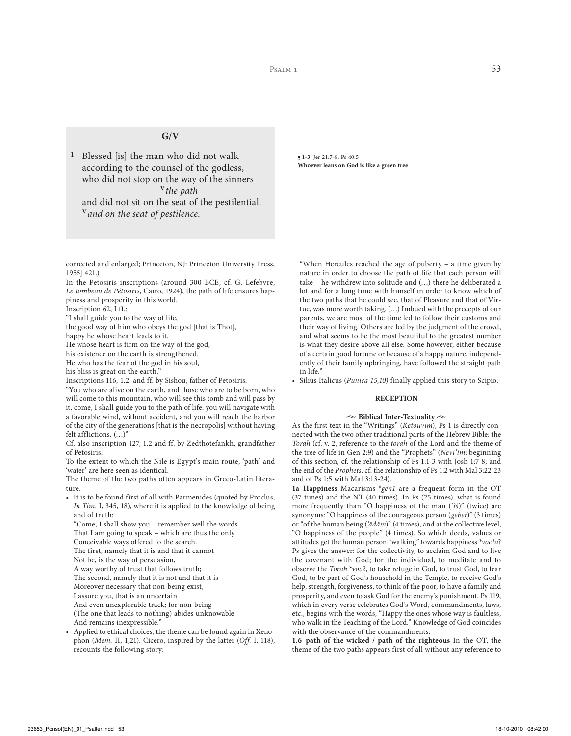## G/V

**1** Blessed [is] the man who did not walk according to the counsel of the godless, who did not stop on the way of the sinners
**V** *the path*
and did not sit on the seat of the pestilential.
**V** *and on the seat of pestilence.*

**¶ 1-3** Jer 21:7-8; Ps 40:5
**Whoever leans on God is like a green tree**

corrected and enlarged; Princeton, NJ: Princeton University Press, 1955] 421.)

In the Petosiris inscriptions (around 300 BCE, cf. G. Lefebvre, *Le tombeau de Pétosiris*, Cairo, 1924), the path of life ensures happiness and prosperity in this world.

Inscription 62, I ff.:

"I shall guide you to the way of life,
the good way of him who obeys the god [that is Thot],
happy he whose heart leads to it.
He whose heart is firm on the way of the god,
his existence on the earth is strengthened.
He who has the fear of the god in his soul,
his bliss is great on the earth."

Inscriptions 116, 1.2. and ff. by Sishou, father of Petosiris:

"You who are alive on the earth, and those who are to be born, who will come to this mountain, who will see this tomb and will pass by it, come, I shall guide you to the path of life: you will navigate with a favorable wind, without accident, and you will reach the harbor of the city of the generations [that is the necropolis] without having felt afflictions. (…)"

Cf. also inscription 127, 1.2 and ff. by Zedthotefankh, grandfather of Petosiris.

To the extent to which the Nile is Egypt's main route, 'path' and 'water' are here seen as identical.

The theme of the two paths often appears in Greco-Latin literature.

- It is to be found first of all with Parmenides (quoted by Proclus, *In Tim.* I, 345, 18), where it is applied to the knowledge of being and of truth:

  "Come, I shall show you – remember well the words
  That I am going to speak – which are thus the only
  Conceivable ways offered to the search.
  The first, namely that it is and that it cannot
  Not be, is the way of persuasion,
  A way worthy of trust that follows truth;
  The second, namely that it is not and that it is
  Moreover necessary that non-being exist,
  I assure you, that is an uncertain
  And even unexplorable track; for non-being
  (The one that leads to nothing) abides unknowable
  And remains inexpressible."

- Applied to ethical choices, the theme can be found again in Xenophon (*Mem.* II, 1,21). Cicero, inspired by the latter (*Off.* I, 118), recounts the following story:

  "When Hercules reached the age of puberty – a time given by nature in order to choose the path of life that each person will take – he withdrew into solitude and (…) there he deliberated a lot and for a long time with himself in order to know which of the two paths that he could see, that of Pleasure and that of Virtue, was more worth taking. (…) Imbued with the precepts of our parents, we are most of the time led to follow their customs and their way of living. Others are led by the judgment of the crowd, and what seems to be the most beautiful to the greatest number is what they desire above all else. Some however, either because of a certain good fortune or because of a happy nature, independently of their family upbringing, have followed the straight path in life."

- Silius Italicus (*Punica 15,10)* finally applied this story to Scipio.

### RECEPTION

#### Biblical Inter-Textuality

As the first text in the "Writings" (*Ketouvim*), Ps 1 is directly connected with the two other traditional parts of the Hebrew Bible: the *Torah* (cf. v. 2, reference to the *torah* of the Lord and the theme of the tree of life in Gen 2:9) and the "Prophets" (*Nevi'im*: beginning of this section, cf. the relationship of Ps 1:1-3 with Josh 1:7-8; and the end of the *Prophets*, cf. the relationship of Ps 1:2 with Mal 3:22-23 and of Ps 1:5 with Mal 3:13-24).

**1a Happiness** Macarisms *gen1 are a frequent form in the OT (37 times) and the NT (40 times). In Ps (25 times), what is found more frequently than "O happiness of the man (*'îš*)" (twice) are synonyms: "O happiness of the courageous person (*geber*)" (3 times) or "of the human being (*'ādām*)" (4 times), and at the collective level, "O happiness of the people" (4 times). So which deeds, values or attitudes get the human person "walking" towards happiness *voc1a? Ps gives the answer: for the collectivity, to acclaim God and to live the covenant with God; for the individual, to meditate and to observe the *Torah* *voc2, to take refuge in God, to trust God, to fear God, to be part of God's household in the Temple, to receive God's help, strength, forgiveness, to think of the poor, to have a family and prosperity, and even to ask God for the enemy's punishment. Ps 119, which in every verse celebrates God's Word, commandments, laws, etc., begins with the words, "Happy the ones whose way is faultless, who walk in the Teaching of the Lord." Knowledge of God coincides with the observance of the commandments.

**1.6 path of the wicked / path of the righteous** In the OT, the theme of the two paths appears first of all without any reference to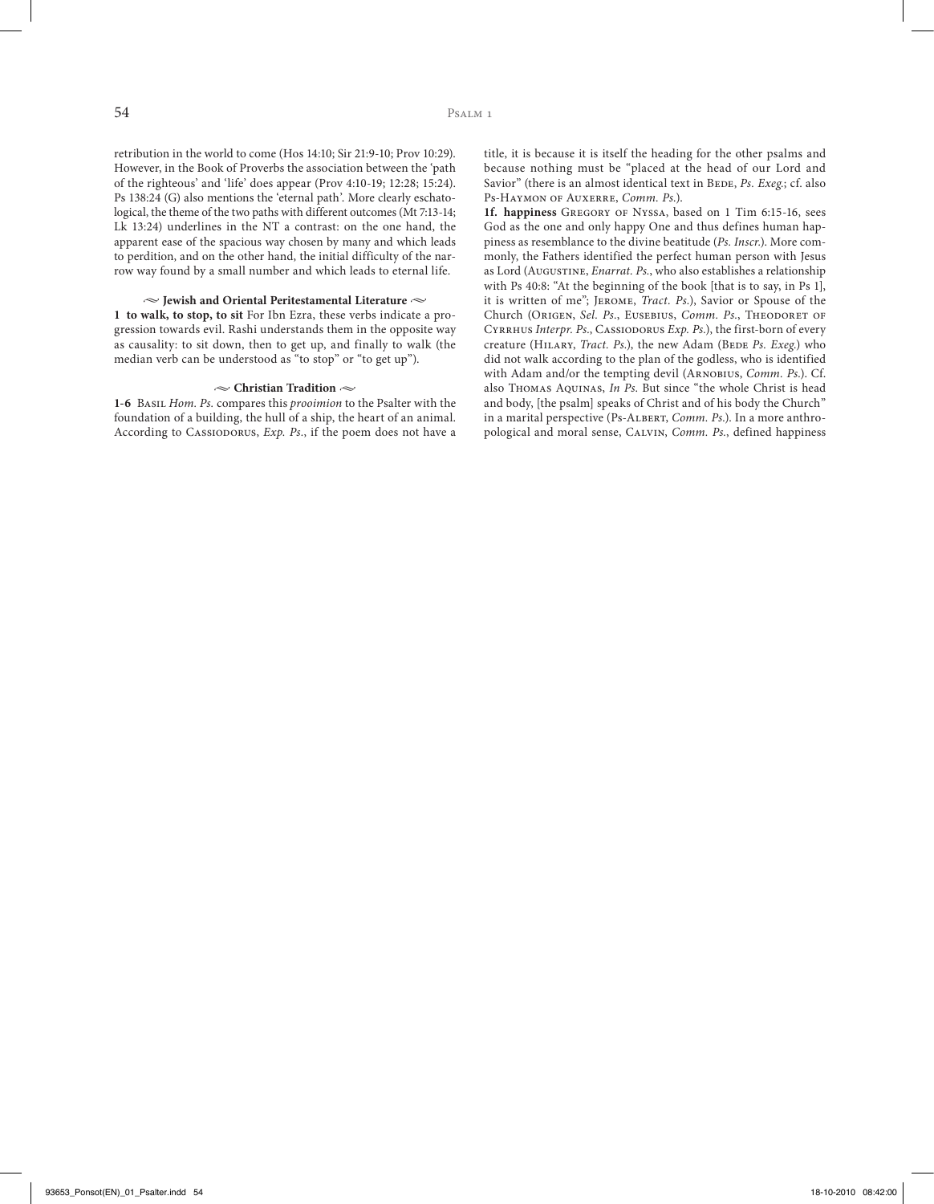retribution in the world to come (Hos 14:10; Sir 21:9-10; Prov 10:29). However, in the Book of Proverbs the association between the 'path of the righteous' and 'life' does appear (Prov 4:10-19; 12:28; 15:24). Ps 138:24 (G) also mentions the 'eternal path'. More clearly eschatological, the theme of the two paths with different outcomes (Mt 7:13-14; Lk 13:24) underlines in the NT a contrast: on the one hand, the apparent ease of the spacious way chosen by many and which leads to perdition, and on the other hand, the initial difficulty of the narrow way found by a small number and which leads to eternal life.

### ~ Jewish and Oriental Peritestamental Literature ~

**1 to walk, to stop, to sit** For Ibn Ezra, these verbs indicate a progression towards evil. Rashi understands them in the opposite way as causality: to sit down, then to get up, and finally to walk (the median verb can be understood as "to stop" or "to get up").

### ~ Christian Tradition ~

**1-6** Basil *Hom. Ps.* compares this *prooimion* to the Psalter with the foundation of a building, the hull of a ship, the heart of an animal. According to Cassiodorus, *Exp. Ps*., if the poem does not have a title, it is because it is itself the heading for the other psalms and because nothing must be "placed at the head of our Lord and Savior" (there is an almost identical text in Bede, *Ps. Exeg.*; cf. also Ps-Haymon of Auxerre, *Comm. Ps.*).

**1f. happiness** Gregory of Nyssa, based on 1 Tim 6:15-16, sees God as the one and only happy One and thus defines human happiness as resemblance to the divine beatitude (*Ps. Inscr.*). More commonly, the Fathers identified the perfect human person with Jesus as Lord (Augustine, *Enarrat. Ps.*, who also establishes a relationship with Ps 40:8: "At the beginning of the book [that is to say, in Ps 1], it is written of me"; Jerome, *Tract. Ps.*), Savior or Spouse of the Church (Origen, *Sel. Ps.*, Eusebius, *Comm. Ps.*, Theodoret of Cyrrhus *Interpr. Ps.*, Cassiodorus *Exp. Ps.*), the first-born of every creature (Hilary, *Tract. Ps.*), the new Adam (Bede *Ps. Exeg.*) who did not walk according to the plan of the godless, who is identified with Adam and/or the tempting devil (Arnobius, *Comm. Ps.*). Cf. also Thomas Aquinas, *In Ps.* But since "the whole Christ is head and body, [the psalm] speaks of Christ and of his body the Church" in a marital perspective (Ps-Albert, *Comm. Ps.*). In a more anthropological and moral sense, Calvin, *Comm. Ps.*, defined happiness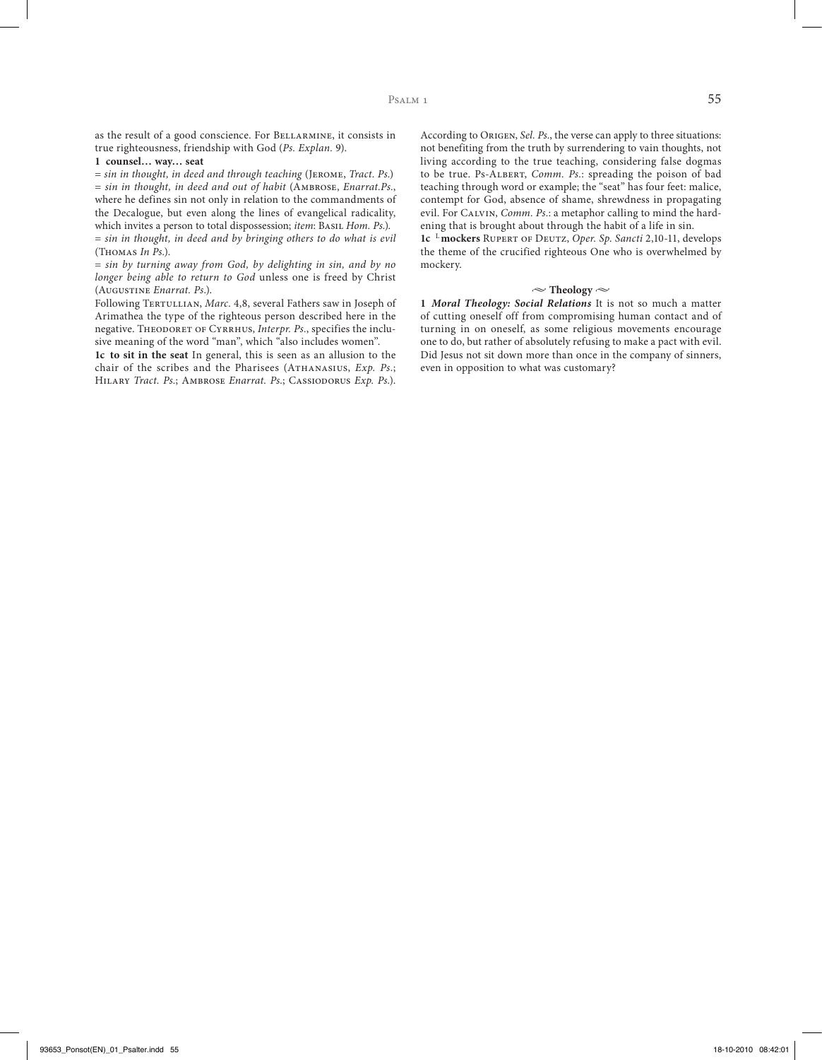as the result of a good conscience. For Bellarmine, it consists in true righteousness, friendship with God (*Ps. Explan.* 9).

**1 counsel… way… seat**

= *sin in thought, in deed and through teaching* (Jerome, *Tract. Ps.*)
= *sin in thought, in deed and out of habit* (Ambrose, *Enarrat.Ps.*, where he defines sin not only in relation to the commandments of the Decalogue, but even along the lines of evangelical radicality, which invites a person to total dispossession; *item*: Basil *Hom. Ps.*).
= *sin in thought, in deed and by bringing others to do what is evil* (Thomas *In Ps.*).
= *sin by turning away from God, by delighting in sin, and by no longer being able to return to God* unless one is freed by Christ (Augustine *Enarrat. Ps.*).

Following Tertullian, *Marc.* 4,8, several Fathers saw in Joseph of Arimathea the type of the righteous person described here in the negative. Theodoret of Cyrrhus, *Interpr. Ps.*, specifies the inclusive meaning of the word "man", which "also includes women".

**1c to sit in the seat** In general, this is seen as an allusion to the chair of the scribes and the Pharisees (Athanasius, *Exp. Ps.*; Hilary *Tract. Ps.*; Ambrose *Enarrat. Ps.*; Cassiodorus *Exp. Ps.*). According to Origen, *Sel. Ps.*, the verse can apply to three situations: not benefiting from the truth by surrendering to vain thoughts, not living according to the true teaching, considering false dogmas to be true. Ps-Albert, *Comm. Ps.*: spreading the poison of bad teaching through word or example; the "seat" has four feet: malice, contempt for God, absence of shame, shrewdness in propagating evil. For Calvin, *Comm. Ps.*: a metaphor calling to mind the hardening that is brought about through the habit of a life in sin.

**1c** [L] **mockers** Rupert of Deutz, *Oper. Sp. Sancti* 2,10-11, develops the theme of the crucified righteous One who is overwhelmed by mockery.

### ≈ Theology ≈

**1** ***Moral Theology: Social Relations*** It is not so much a matter of cutting oneself off from compromising human contact and of turning in on oneself, as some religious movements encourage one to do, but rather of absolutely refusing to make a pact with evil. Did Jesus not sit down more than once in the company of sinners, even in opposition to what was customary?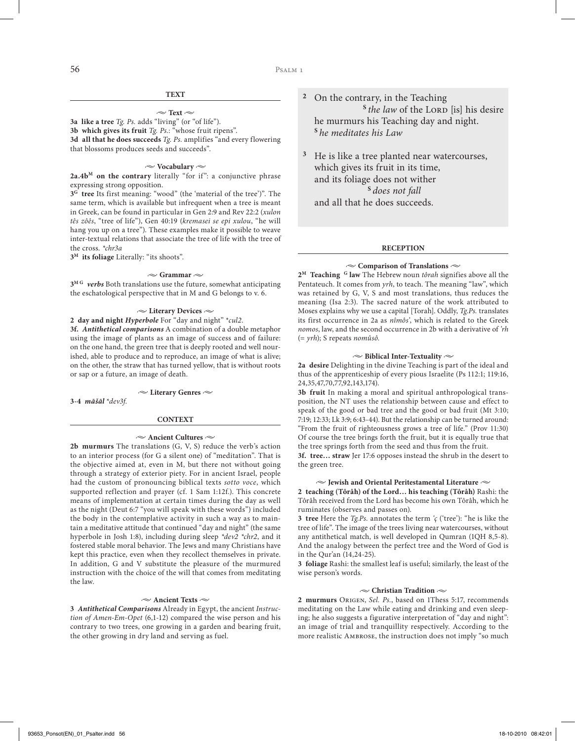## TEXT

### Text

**3a like a tree** *Tg. Ps.* adds "living" (or "of life").

**3b which gives its fruit** *Tg. Ps.*: "whose fruit ripens".

**3d all that he does succeeds** *Tg. Ps.* amplifies "and every flowering that blossoms produces seeds and succeeds".

### Vocabulary

**2a.4b[M] on the contrary** literally "for if": a conjunctive phrase expressing strong opposition.

**3[G] tree** Its first meaning: "wood" (the 'material of the tree')". The same term, which is available but infrequent when a tree is meant in Greek, can be found in particular in Gen 2:9 and Rev 22:2 (*xulon tês zôês*, "tree of life"), Gen 40:19 (*kremasei se epi xulou*, "he will hang you up on a tree"). These examples make it possible to weave inter-textual relations that associate the tree of life with the tree of the cross. *\*chr3a*

**3[M] its foliage** Literally: "its shoots".

### Grammar

**3[M G] *verbs*** Both translations use the future, somewhat anticipating the eschatological perspective that in M and G belongs to v. 6.

### Literary Devices

**2 day and night *Hyperbole*** For "day and night" *\*cul2*.

**3f. *Antithetical comparisons*** A combination of a double metaphor using the image of plants as an image of success and of failure: on the one hand, the green tree that is deeply rooted and well nourished, able to produce and to reproduce, an image of what is alive; on the other, the straw that has turned yellow, that is without roots or sap or a future, an image of death.

### Literary Genres

**3-4 *māšāl*** *\*dev3f.*

## CONTEXT

### Ancient Cultures

**2b murmurs** The translations (G, V, S) reduce the verb's action to an interior process (for G a silent one) of "meditation". That is the objective aimed at, even in M, but there not without going through a strategy of exterior piety. For in ancient Israel, people had the custom of pronouncing biblical texts *sotto voce*, which supported reflection and prayer (cf. 1 Sam 1:12f.). This concrete means of implementation at certain times during the day as well as the night (Deut 6:7 "you will speak with these words") included the body in the contemplative activity in such a way as to maintain a meditative attitude that continued "day and night" (the same hyperbole in Josh 1:8), including during sleep *\*dev2 \*chr2*, and it fostered stable moral behavior. The Jews and many Christians have kept this practice, even when they recollect themselves in private. In addition, G and V substitute the pleasure of the murmured instruction with the choice of the will that comes from meditating the law.

### Ancient Texts

**3 *Antithetical Comparisons*** Already in Egypt, the ancient *Instruction of Amen-Em-Opet* (6,1-12) compared the wise person and his contrary to two trees, one growing in a garden and bearing fruit, the other growing in dry land and serving as fuel.

> **2** On the contrary, in the Teaching
> [S] *the law* of the LORD [is] his desire
> he murmurs his Teaching day and night.
> [S] *he meditates his Law*
>
> **3** He is like a tree planted near watercourses,
> which gives its fruit in its time,
> and its foliage does not wither
> [S] *does not fall*
> and all that he does succeeds.

## RECEPTION

### Comparison of Translations

**2[M] Teaching [G] law** The Hebrew noun *tôrah* signifies above all the Pentateuch. It comes from *yrh*, to teach. The meaning "law", which was retained by G, V, S and most translations, thus reduces the meaning (Isa 2:3). The sacred nature of the work attributed to Moses explains why we use a capital [Torah]. Oddly, *Tg.Ps.* translates its first occurrence in 2a as *nîmôs'*, which is related to the Greek *nomos*, law, and the second occurrence in 2b with a derivative of *'rh* (= *yrh*); S repeats *nomûsô.*

### Biblical Inter-Textuality

**2a desire** Delighting in the divine Teaching is part of the ideal and thus of the apprenticeship of every pious Israelite (Ps 112:1; 119:16, 24,35,47,70,77,92,143,174).

**3b fruit** In making a moral and spiritual anthropological transposition, the NT uses the relationship between cause and effect to speak of the good or bad tree and the good or bad fruit (Mt 3:10; 7:19; 12:33; Lk 3:9; 6:43-44). But the relationship can be turned around: "From the fruit of righteousness grows a tree of life." (Prov 11:30) Of course the tree brings forth the fruit, but it is equally true that the tree springs forth from the seed and thus from the fruit.

**3f. tree… straw** Jer 17:6 opposes instead the shrub in the desert to the green tree.

### Jewish and Oriental Peritestamental Literature

**2 teaching (Tôrâh) of the Lord… his teaching (Tôrâh)** Rashi: the Tôrâh received from the Lord has become his own Tôrâh, which he ruminates (observes and passes on).

**3 tree** Here the *Tg.Ps.* annotates the term *'ç* ('tree'): "he is like the tree of life". The image of the trees living near watercourses, without any antithetical match, is well developed in Qumran (1QH 8,5-8). And the analogy between the perfect tree and the Word of God is in the Qur'an (14,24-25).

**3 foliage** Rashi: the smallest leaf is useful; similarly, the least of the wise person's words.

### Christian Tradition

**2 murmurs** ORIGEN, *Sel. Ps.*, based on 1Thess 5:17, recommends meditating on the Law while eating and drinking and even sleeping; he also suggests a figurative interpretation of "day and night": an image of trial and tranquillity respectively. According to the more realistic AMBROSE, the instruction does not imply "so much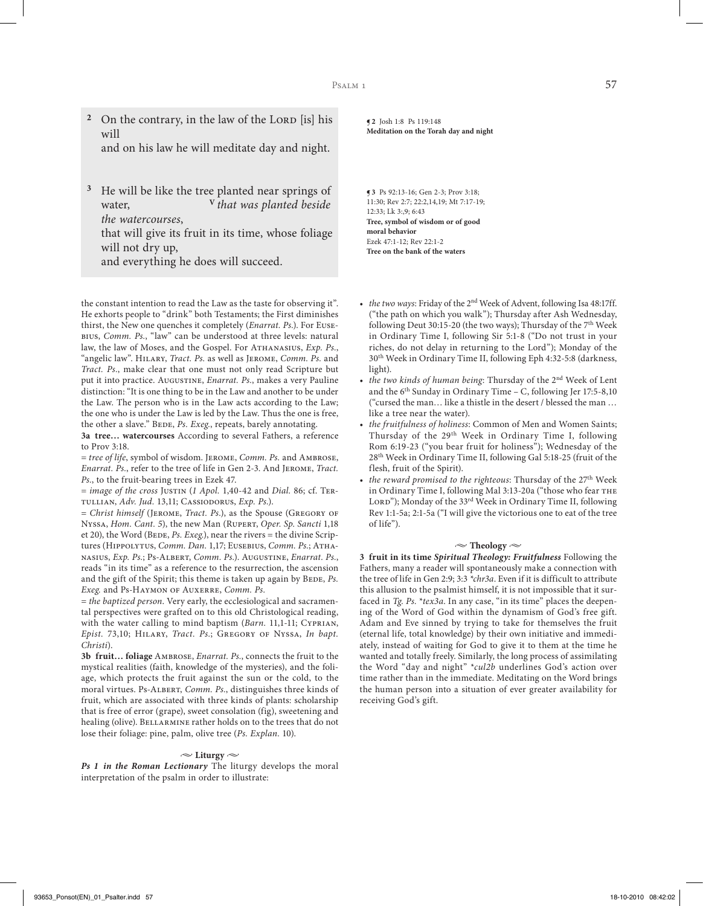**2** On the contrary, in the law of the LORD [is] his will
and on his law he will meditate day and night.

¶ **2** Josh 1:8 Ps 119:148
**Meditation on the Torah day and night**

**3** He will be like the tree planted near springs of water, **V** *that was planted beside the watercourses*,
that will give its fruit in its time, whose foliage will not dry up,
and everything he does will succeed.

¶ **3** Ps 92:13-16; Gen 2-3; Prov 3:18; 11:30; Rev 2:7; 22:2,14,19; Mt 7:17-19; 12:33; Lk 3:,9; 6:43
**Tree, symbol of wisdom or of good moral behavior**
Ezek 47:1-12; Rev 22:1-2
**Tree on the bank of the waters**

the constant intention to read the Law as the taste for observing it". He exhorts people to "drink" both Testaments; the First diminishes thirst, the New one quenches it completely (*Enarrat. Ps.*). For EUSEBIUS, *Comm. Ps.*, "law" can be understood at three levels: natural law, the law of Moses, and the Gospel. For ATHANASIUS, *Exp. Ps.*, "angelic law". HILARY, *Tract. Ps.* as well as JEROME, *Comm. Ps.* and *Tract. Ps.*, make clear that one must not only read Scripture but put it into practice. AUGUSTINE, *Enarrat. Ps.*, makes a very Pauline distinction: "It is one thing to be in the Law and another to be under the Law. The person who is in the Law acts according to the Law; the one who is under the Law is led by the Law. Thus the one is free, the other a slave." BEDE, *Ps. Exeg.*, repeats, barely annotating.

**3a tree… watercourses** According to several Fathers, a reference to Prov 3:18.

= *tree of life*, symbol of wisdom. JEROME, *Comm. Ps.* and AMBROSE, *Enarrat. Ps.*, refer to the tree of life in Gen 2-3. And JEROME, *Tract. Ps.*, to the fruit-bearing trees in Ezek 47.

= *image of the cross* JUSTIN (*1 Apol.* 1,40-42 and *Dial.* 86; cf. TERTULLIAN, *Adv. Jud.* 13,11; CASSIODORUS, *Exp. Ps.*).

= *Christ himself* (JEROME, *Tract. Ps.*), as the Spouse (GREGORY OF NYSSA, *Hom. Cant. 5*), the new Man (RUPERT, *Oper. Sp. Sancti* 1,18 et 20), the Word (BEDE, *Ps. Exeg.*), near the rivers = the divine Scriptures (HIPPOLYTUS, *Comm. Dan.* 1,17; EUSEBIUS, *Comm. Ps.*; ATHANASIUS, *Exp. Ps.*; PS-ALBERT, *Comm. Ps.*). AUGUSTINE, *Enarrat. Ps.*, reads "in its time" as a reference to the resurrection, the ascension and the gift of the Spirit; this theme is taken up again by BEDE, *Ps. Exeg.* and PS-HAYMON OF AUXERRE, *Comm. Ps.*

= *the baptized person*. Very early, the ecclesiological and sacramental perspectives were grafted on to this old Christological reading, with the water calling to mind baptism (*Barn.* 11,1-11; CYPRIAN, *Epist.* 73,10; HILARY, *Tract. Ps.*; GREGORY OF NYSSA, *In bapt. Christi*).

**3b fruit… foliage** AMBROSE, *Enarrat. Ps.*, connects the fruit to the mystical realities (faith, knowledge of the mysteries), and the foliage, which protects the fruit against the sun or the cold, to the moral virtues. PS-ALBERT, *Comm. Ps.*, distinguishes three kinds of fruit, which are associated with three kinds of plants: scholarship that is free of error (grape), sweet consolation (fig), sweetening and healing (olive). BELLARMINE rather holds on to the trees that do not lose their foliage: pine, palm, olive tree (*Ps. Explan.* 10).

## Liturgy

***Ps 1 in the Roman Lectionary*** The liturgy develops the moral interpretation of the psalm in order to illustrate:

- *the two ways*: Friday of the 2nd Week of Advent, following Isa 48:17ff. ("the path on which you walk"); Thursday after Ash Wednesday, following Deut 30:15-20 (the two ways); Thursday of the 7th Week in Ordinary Time I, following Sir 5:1-8 ("Do not trust in your riches, do not delay in returning to the Lord"); Monday of the 30th Week in Ordinary Time II, following Eph 4:32-5:8 (darkness, light).
- *the two kinds of human being*: Thursday of the 2nd Week of Lent and the 6th Sunday in Ordinary Time – C, following Jer 17:5-8,10 ("cursed the man… like a thistle in the desert / blessed the man … like a tree near the water).
- *the fruitfulness of holiness*: Common of Men and Women Saints; Thursday of the 29th Week in Ordinary Time I, following Rom 6:19-23 ("you bear fruit for holiness"); Wednesday of the 28th Week in Ordinary Time II, following Gal 5:18-25 (fruit of the flesh, fruit of the Spirit).
- *the reward promised to the righteous*: Thursday of the 27th Week in Ordinary Time I, following Mal 3:13-20a ("those who fear THE LORD"); Monday of the 33rd Week in Ordinary Time II, following Rev 1:1-5a; 2:1-5a ("I will give the victorious one to eat of the tree of life").

## Theology

**3 fruit in its time *Spiritual Theology: Fruitfulness*** Following the Fathers, many a reader will spontaneously make a connection with the tree of life in Gen 2:9; 3:3 *\*chr3a*. Even if it is difficult to attribute this allusion to the psalmist himself, it is not impossible that it surfaced in *Tg. Ps. \*tex3a*. In any case, "in its time" places the deepening of the Word of God within the dynamism of God's free gift. Adam and Eve sinned by trying to take for themselves the fruit (eternal life, total knowledge) by their own initiative and immediately, instead of waiting for God to give it to them at the time he wanted and totally freely. Similarly, the long process of assimilating the Word "day and night" *\*cul2b* underlines God's action over time rather than in the immediate. Meditating on the Word brings the human person into a situation of ever greater availability for receiving God's gift.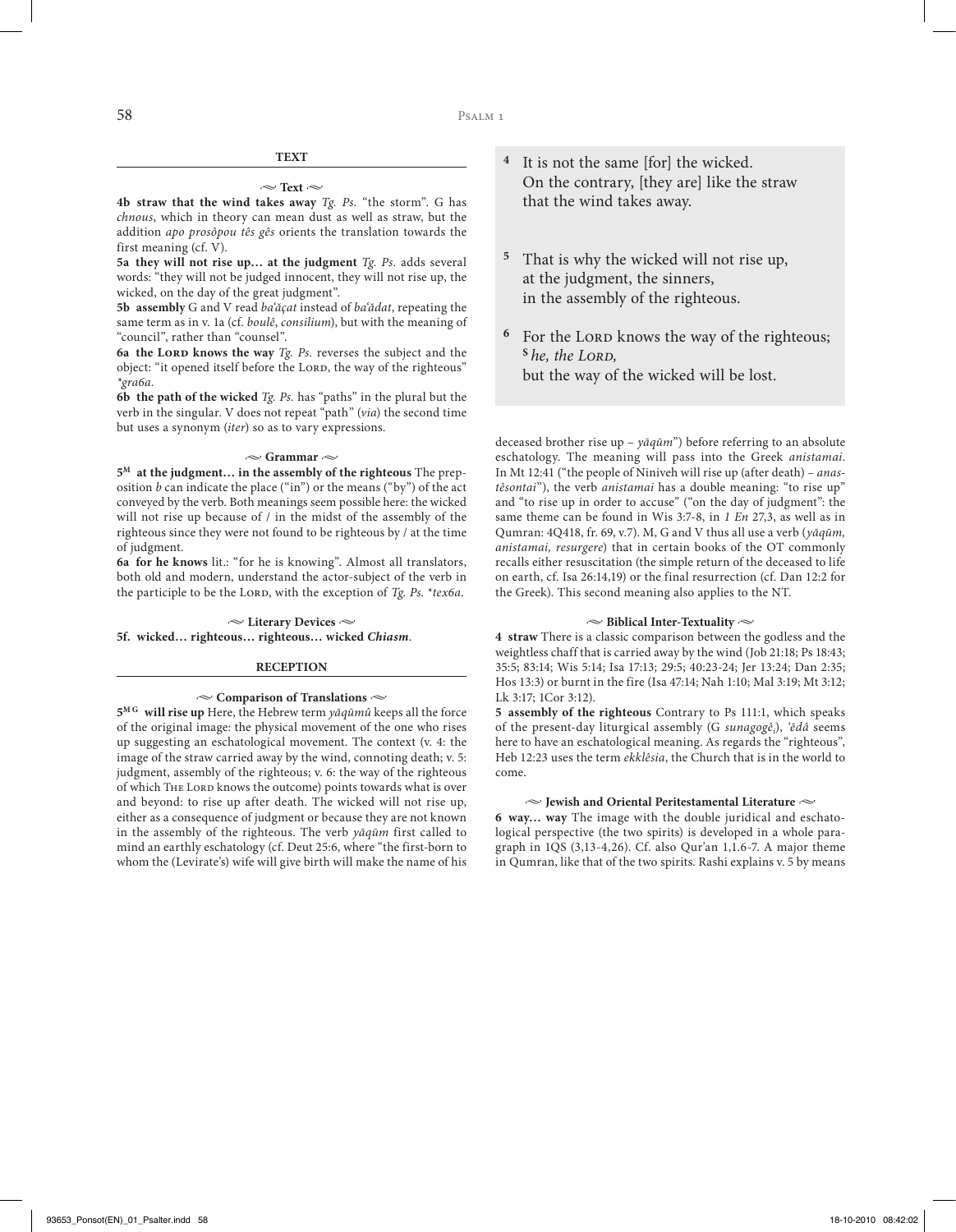### TEXT

#### ~ Text ~

**4b straw that the wind takes away** *Tg. Ps.* "the storm". G has *chnous*, which in theory can mean dust as well as straw, but the addition *apo prosôpou tês gês* orients the translation towards the first meaning (cf. V).

**5a they will not rise up… at the judgment** *Tg. Ps.* adds several words: "they will not be judged innocent, they will not rise up, the wicked, on the day of the great judgment".

**5b assembly** G and V read *ba'ăçat* instead of *ba'ădat*, repeating the same term as in v. 1a (cf. *boulê*, *consilium*), but with the meaning of "council", rather than "counsel".

**6a the Lord knows the way** *Tg. Ps.* reverses the subject and the object: "it opened itself before the Lord, the way of the righteous" *\*gra6a*.

**6b the path of the wicked** *Tg. Ps.* has "paths" in the plural but the verb in the singular. V does not repeat "path" (*via*) the second time but uses a synonym (*iter*) so as to vary expressions.

#### ~ Grammar ~

**5[M] at the judgment… in the assembly of the righteous** The preposition *b* can indicate the place ("in") or the means ("by") of the act conveyed by the verb. Both meanings seem possible here: the wicked will not rise up because of / in the midst of the assembly of the righteous since they were not found to be righteous by / at the time of judgment.

**6a for he knows** lit.: "for he is knowing". Almost all translators, both old and modern, understand the actor-subject of the verb in the participle to be the Lord, with the exception of *Tg. Ps.* \**tex6a*.

#### ~ Literary Devices ~

**5f. wicked… righteous… righteous… wicked** ***Chiasm***.

### RECEPTION

#### ~ Comparison of Translations ~

**5[M G] will rise up** Here, the Hebrew term *yāqūmû* keeps all the force of the original image: the physical movement of the one who rises up suggesting an eschatological movement. The context (v. 4: the image of the straw carried away by the wind, connoting death; v. 5: judgment, assembly of the righteous; v. 6: the way of the righteous of which The Lord knows the outcome) points towards what is over and beyond: to rise up after death. The wicked will not rise up, either as a consequence of judgment or because they are not known in the assembly of the righteous. The verb *yāqūm* first called to mind an earthly eschatology (cf. Deut 25:6, where "the first-born to whom the (Levirate's) wife will give birth will make the name of his deceased brother rise up – *yāqūm*") before referring to an absolute eschatology. The meaning will pass into the Greek *anistamai*. In Mt 12:41 ("the people of Niniveh will rise up (after death) – *anastêsontai*"), the verb *anistamai* has a double meaning: "to rise up" and "to rise up in order to accuse" ("on the day of judgment": the same theme can be found in Wis 3:7-8, in *1 En* 27,3, as well as in Qumran: 4Q418, fr. 69, v.7). M, G and V thus all use a verb (*yāqūm, anistamai, resurgere*) that in certain books of the OT commonly recalls either resuscitation (the simple return of the deceased to life on earth, cf. Isa 26:14,19) or the final resurrection (cf. Dan 12:2 for the Greek). This second meaning also applies to the NT.

> [4] It is not the same [for] the wicked.
> On the contrary, [they are] like the straw
> that the wind takes away.
>
> [5] That is why the wicked will not rise up,
> at the judgment, the sinners,
> in the assembly of the righteous.
>
> [6] For the Lord knows the way of the righteous;
> [S] *he, the Lord,*
> but the way of the wicked will be lost.

#### ~ Biblical Inter-Textuality ~

**4 straw** There is a classic comparison between the godless and the weightless chaff that is carried away by the wind (Job 21:18; Ps 18:43; 35:5; 83:14; Wis 5:14; Isa 17:13; 29:5; 40:23-24; Jer 13:24; Dan 2:35; Hos 13:3) or burnt in the fire (Isa 47:14; Nah 1:10; Mal 3:19; Mt 3:12; Lk 3:17; 1Cor 3:12).

**5 assembly of the righteous** Contrary to Ps 111:1, which speaks of the present-day liturgical assembly (G *sunagogê*), *'ēdâ* seems here to have an eschatological meaning. As regards the "righteous", Heb 12:23 uses the term *ekklêsia*, the Church that is in the world to come.

#### ~ Jewish and Oriental Peritestamental Literature ~

**6 way… way** The image with the double juridical and eschatological perspective (the two spirits) is developed in a whole paragraph in 1QS (3,13-4,26). Cf. also Qur'an 1,1.6-7. A major theme in Qumran, like that of the two spirits. Rashi explains v. 5 by means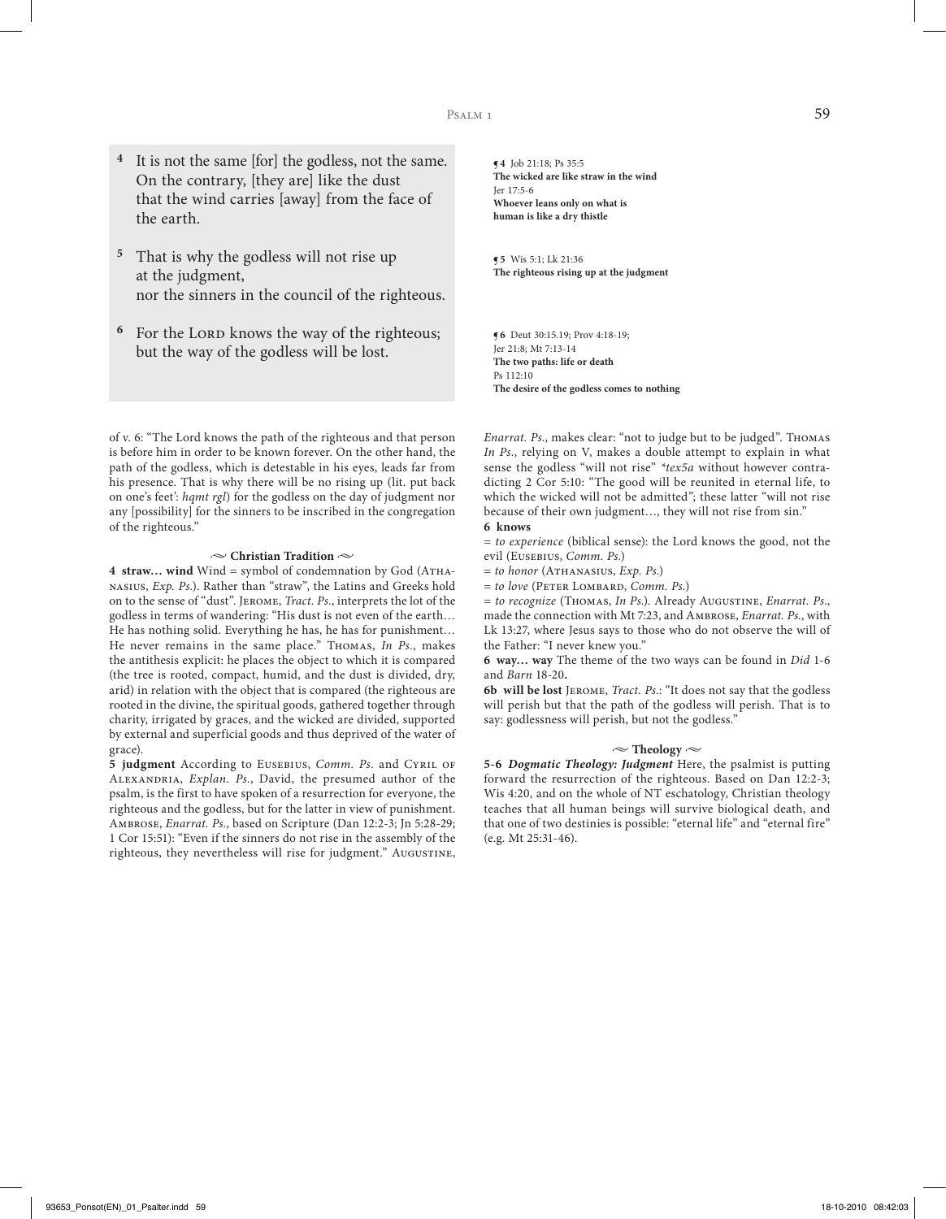**4** It is not the same [for] the godless, not the same. On the contrary, [they are] like the dust that the wind carries [away] from the face of the earth.

**5** That is why the godless will not rise up at the judgment, nor the sinners in the council of the righteous.

**6** For the LORD knows the way of the righteous; but the way of the godless will be lost.

¶ **4** Job 21:18; Ps 35:5
**The wicked are like straw in the wind**
Jer 17:5-6
**Whoever leans only on what is human is like a dry thistle**

¶ **5** Wis 5:1; Lk 21:36
**The righteous rising up at the judgment**

¶ **6** Deut 30:15.19; Prov 4:18-19; Jer 21:8; Mt 7:13-14
**The two paths: life or death**
Ps 112:10
**The desire of the godless comes to nothing**

of v. 6: "The Lord knows the path of the righteous and that person is before him in order to be known forever. On the other hand, the path of the godless, which is detestable in his eyes, leads far from his presence. That is why there will be no rising up (lit. put back on one's feet': *hqmt rgl*) for the godless on the day of judgment nor any [possibility] for the sinners to be inscribed in the congregation of the righteous."

### ~ Christian Tradition ~

**4 straw… wind** Wind = symbol of condemnation by God (Athanasius, *Exp. Ps.*). Rather than "straw", the Latins and Greeks hold on to the sense of "dust". Jerome, *Tract. Ps.*, interprets the lot of the godless in terms of wandering: "His dust is not even of the earth… He has nothing solid. Everything he has, he has for punishment… He never remains in the same place." Thomas, *In Ps.*, makes the antithesis explicit: he places the object to which it is compared (the tree is rooted, compact, humid, and the dust is divided, dry, arid) in relation with the object that is compared (the righteous are rooted in the divine, the spiritual goods, gathered together through charity, irrigated by graces, and the wicked are divided, supported by external and superficial goods and thus deprived of the water of grace).

**5 judgment** According to Eusebius, *Comm. Ps.* and Cyril of Alexandria, *Explan. Ps.*, David, the presumed author of the psalm, is the first to have spoken of a resurrection for everyone, the righteous and the godless, but for the latter in view of punishment. Ambrose, *Enarrat. Ps.*, based on Scripture (Dan 12:2-3; Jn 5:28-29; 1 Cor 15:51): "Even if the sinners do not rise in the assembly of the righteous, they nevertheless will rise for judgment." Augustine, *Enarrat. Ps.*, makes clear: "not to judge but to be judged". Thomas *In Ps.*, relying on V, makes a double attempt to explain in what sense the godless "will not rise" *\*tex5a* without however contradicting 2 Cor 5:10: "The good will be reunited in eternal life, to which the wicked will not be admitted"; these latter "will not rise because of their own judgment…, they will not rise from sin."

**6 knows**
= *to experience* (biblical sense): the Lord knows the good, not the evil (Eusebius, *Comm. Ps.*)
= *to honor* (Athanasius, *Exp. Ps.*)
= *to love* (Peter Lombard, *Comm. Ps.*)
= *to recognize* (Thomas, *In Ps.*). Already Augustine, *Enarrat. Ps.*, made the connection with Mt 7:23, and Ambrose, *Enarrat. Ps.*, with Lk 13:27, where Jesus says to those who do not observe the will of the Father: "I never knew you."

**6 way… way** The theme of the two ways can be found in *Did* 1-6 and *Barn* 18-20**.**

**6b will be lost** Jerome, *Tract. Ps.*: "It does not say that the godless will perish but that the path of the godless will perish. That is to say: godlessness will perish, but not the godless."

### ~ Theology ~

**5-6** ***Dogmatic Theology: Judgment*** Here, the psalmist is putting forward the resurrection of the righteous. Based on Dan 12:2-3; Wis 4:20, and on the whole of NT eschatology, Christian theology teaches that all human beings will survive biological death, and that one of two destinies is possible: "eternal life" and "eternal fire" (e.g. Mt 25:31-46).